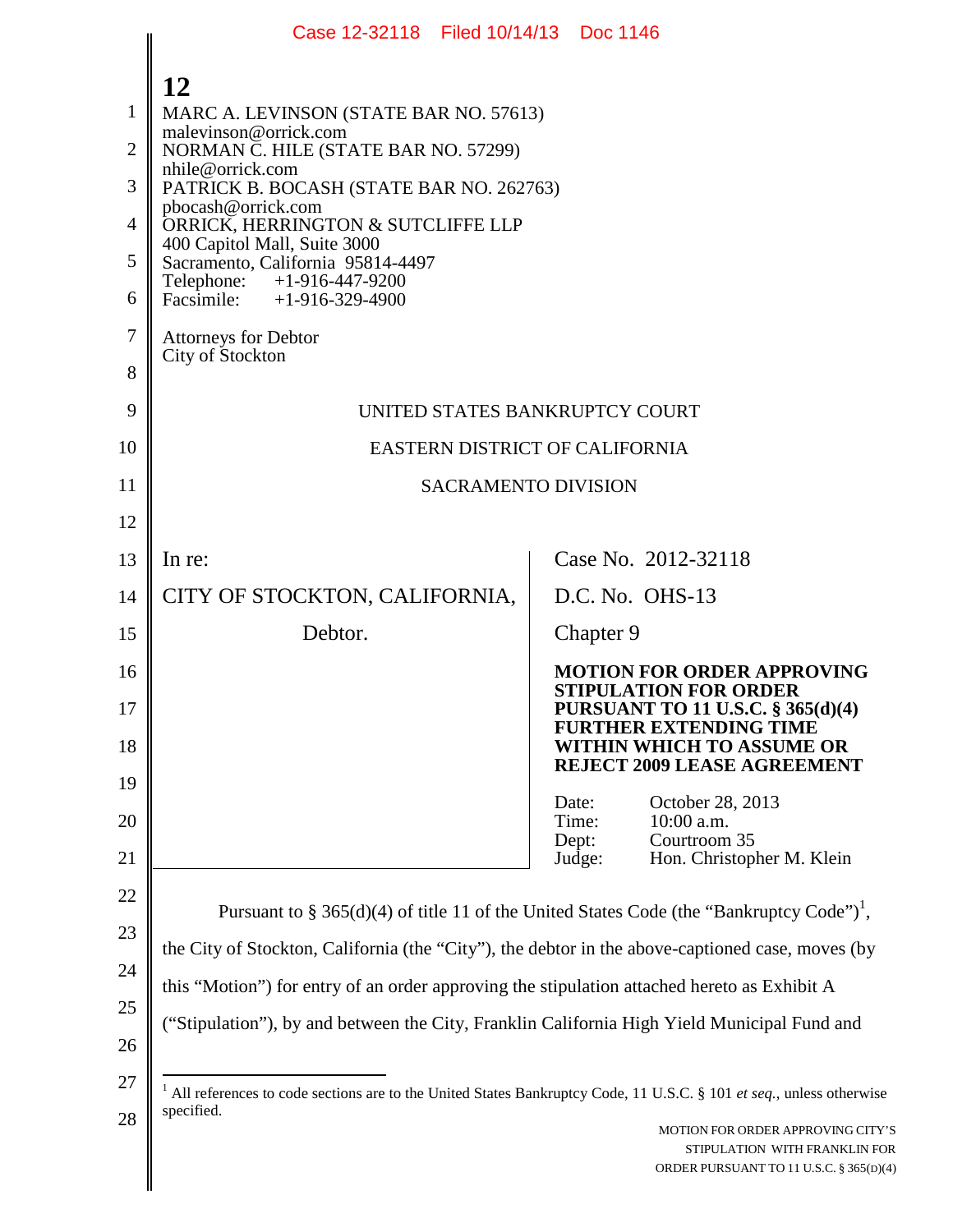MARC A. LEVINSON (STATE BAR NO. 57613)
malevinson@orrick.com
NORMAN C. HILE (STATE BAR NO. 57299)
nhile@orrick.com
PATRICK B. BOCASH (STATE BAR NO. 262763)
pbocash@orrick.com
ORRICK, HERRINGTON & SUTCLIFFE LLP
400 Capitol Mall, Suite 3000
Sacramento, California 95814-4497
Telephone: +1-916-447-9200
Facsimile: +1-916-329-4900

Attorneys for Debtor
City of Stockton

UNITED STATES BANKRUPTCY COURT

EASTERN DISTRICT OF CALIFORNIA

SACRAMENTO DIVISION

| | |
|---|---|
| In re: | Case No. 2012-32118 |
| CITY OF STOCKTON, CALIFORNIA, | D.C. No. OHS-13 |
| Debtor. | Chapter 9 |
| | **MOTION FOR ORDER APPROVING STIPULATION FOR ORDER PURSUANT TO 11 U.S.C. § 365(d)(4) FURTHER EXTENDING TIME WITHIN WHICH TO ASSUME OR REJECT 2009 LEASE AGREEMENT** |
| | Date: October 28, 2013<br>Time: 10:00 a.m.<br>Dept: Courtroom 35<br>Judge: Hon. Christopher M. Klein |

Pursuant to § 365(d)(4) of title 11 of the United States Code (the "Bankruptcy Code")[1], the City of Stockton, California (the "City"), the debtor in the above-captioned case, moves (by this "Motion") for entry of an order approving the stipulation attached hereto as Exhibit A ("Stipulation"), by and between the City, Franklin California High Yield Municipal Fund and

[1] All references to code sections are to the United States Bankruptcy Code, 11 U.S.C. § 101 *et seq.*, unless otherwise specified.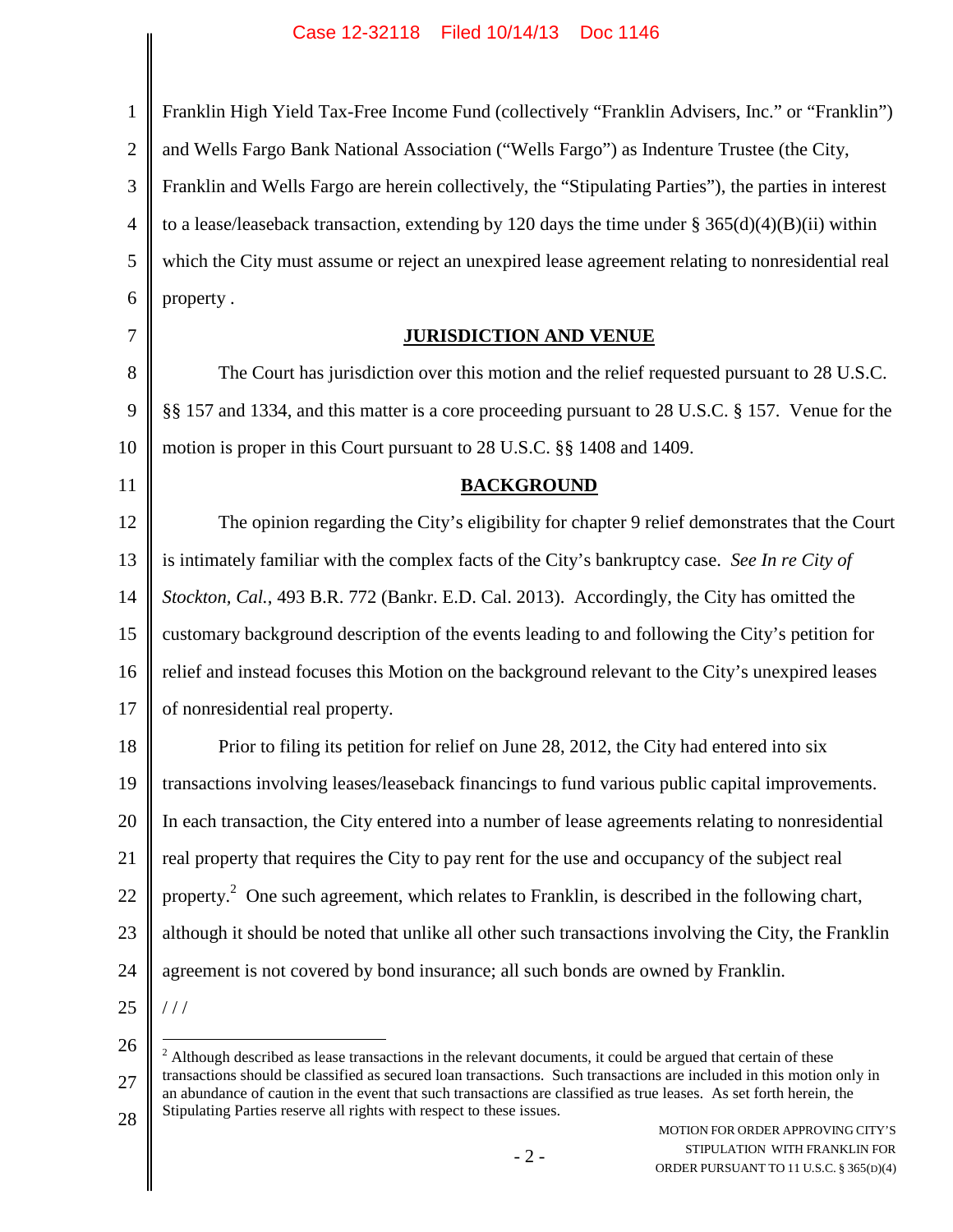Franklin High Yield Tax-Free Income Fund (collectively "Franklin Advisers, Inc." or "Franklin") and Wells Fargo Bank National Association ("Wells Fargo") as Indenture Trustee (the City, Franklin and Wells Fargo are herein collectively, the "Stipulating Parties"), the parties in interest to a lease/leaseback transaction, extending by 120 days the time under § 365(d)(4)(B)(ii) within which the City must assume or reject an unexpired lease agreement relating to nonresidential real property .

## JURISDICTION AND VENUE

The Court has jurisdiction over this motion and the relief requested pursuant to 28 U.S.C. §§ 157 and 1334, and this matter is a core proceeding pursuant to 28 U.S.C. § 157. Venue for the motion is proper in this Court pursuant to 28 U.S.C. §§ 1408 and 1409.

## BACKGROUND

The opinion regarding the City's eligibility for chapter 9 relief demonstrates that the Court is intimately familiar with the complex facts of the City's bankruptcy case. *See In re City of Stockton, Cal.*, 493 B.R. 772 (Bankr. E.D. Cal. 2013). Accordingly, the City has omitted the customary background description of the events leading to and following the City's petition for relief and instead focuses this Motion on the background relevant to the City's unexpired leases of nonresidential real property.

Prior to filing its petition for relief on June 28, 2012, the City had entered into six transactions involving leases/leaseback financings to fund various public capital improvements. In each transaction, the City entered into a number of lease agreements relating to nonresidential real property that requires the City to pay rent for the use and occupancy of the subject real property.[2] One such agreement, which relates to Franklin, is described in the following chart, although it should be noted that unlike all other such transactions involving the City, the Franklin agreement is not covered by bond insurance; all such bonds are owned by Franklin.

/ / /

[2] Although described as lease transactions in the relevant documents, it could be argued that certain of these transactions should be classified as secured loan transactions. Such transactions are included in this motion only in an abundance of caution in the event that such transactions are classified as true leases. As set forth herein, the Stipulating Parties reserve all rights with respect to these issues.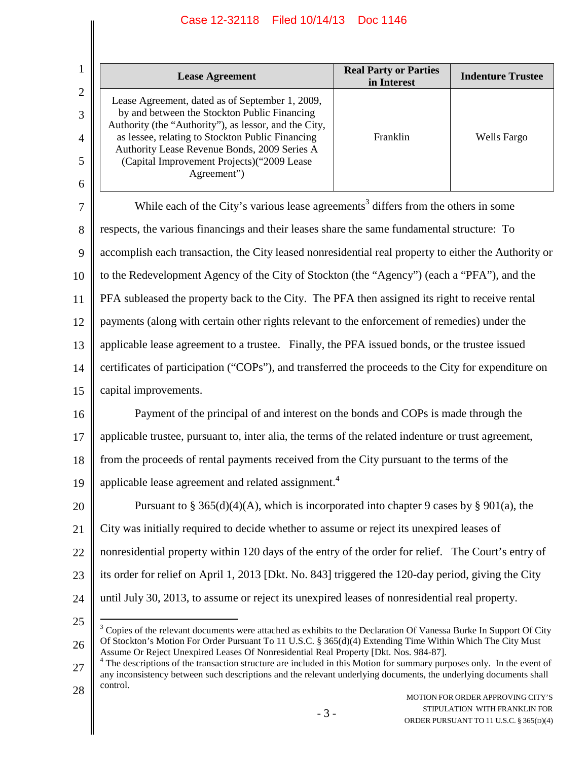| Lease Agreement | Real Party or Parties in Interest | Indenture Trustee |
|---|---|---|
| Lease Agreement, dated as of September 1, 2009, by and between the Stockton Public Financing Authority (the "Authority"), as lessor, and the City, as lessee, relating to Stockton Public Financing Authority Lease Revenue Bonds, 2009 Series A (Capital Improvement Projects)("2009 Lease Agreement") | Franklin | Wells Fargo |

While each of the City's various lease agreements[3] differs from the others in some respects, the various financings and their leases share the same fundamental structure: To accomplish each transaction, the City leased nonresidential real property to either the Authority or to the Redevelopment Agency of the City of Stockton (the "Agency") (each a "PFA"), and the PFA subleased the property back to the City. The PFA then assigned its right to receive rental payments (along with certain other rights relevant to the enforcement of remedies) under the applicable lease agreement to a trustee. Finally, the PFA issued bonds, or the trustee issued certificates of participation ("COPs"), and transferred the proceeds to the City for expenditure on capital improvements.

Payment of the principal of and interest on the bonds and COPs is made through the applicable trustee, pursuant to, inter alia, the terms of the related indenture or trust agreement, from the proceeds of rental payments received from the City pursuant to the terms of the applicable lease agreement and related assignment.[4]

Pursuant to § 365(d)(4)(A), which is incorporated into chapter 9 cases by § 901(a), the City was initially required to decide whether to assume or reject its unexpired leases of nonresidential property within 120 days of the entry of the order for relief. The Court's entry of its order for relief on April 1, 2013 [Dkt. No. 843] triggered the 120-day period, giving the City until July 30, 2013, to assume or reject its unexpired leases of nonresidential real property.

---

[3] Copies of the relevant documents were attached as exhibits to the Declaration Of Vanessa Burke In Support Of City Of Stockton's Motion For Order Pursuant To 11 U.S.C. § 365(d)(4) Extending Time Within Which The City Must Assume Or Reject Unexpired Leases Of Nonresidential Real Property [Dkt. Nos. 984-87].

[4] The descriptions of the transaction structure are included in this Motion for summary purposes only. In the event of any inconsistency between such descriptions and the relevant underlying documents, the underlying documents shall control.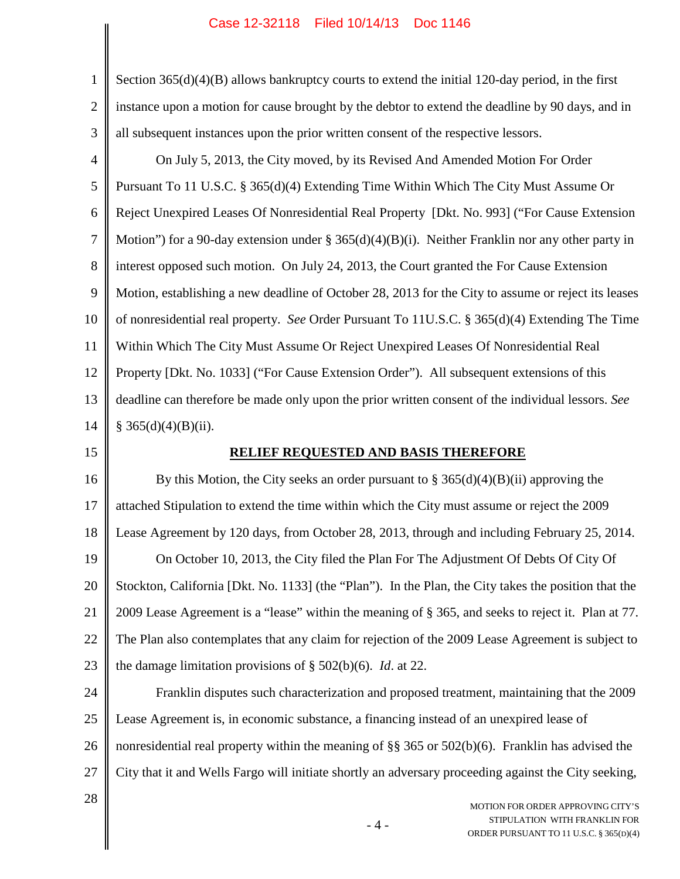Section 365(d)(4)(B) allows bankruptcy courts to extend the initial 120-day period, in the first instance upon a motion for cause brought by the debtor to extend the deadline by 90 days, and in all subsequent instances upon the prior written consent of the respective lessors.

On July 5, 2013, the City moved, by its Revised And Amended Motion For Order Pursuant To 11 U.S.C. § 365(d)(4) Extending Time Within Which The City Must Assume Or Reject Unexpired Leases Of Nonresidential Real Property [Dkt. No. 993] ("For Cause Extension Motion") for a 90-day extension under § 365(d)(4)(B)(i). Neither Franklin nor any other party in interest opposed such motion. On July 24, 2013, the Court granted the For Cause Extension Motion, establishing a new deadline of October 28, 2013 for the City to assume or reject its leases of nonresidential real property. *See* Order Pursuant To 11U.S.C. § 365(d)(4) Extending The Time Within Which The City Must Assume Or Reject Unexpired Leases Of Nonresidential Real Property [Dkt. No. 1033] ("For Cause Extension Order"). All subsequent extensions of this deadline can therefore be made only upon the prior written consent of the individual lessors. *See* § 365(d)(4)(B)(ii).

## RELIEF REQUESTED AND BASIS THEREFORE

By this Motion, the City seeks an order pursuant to § 365(d)(4)(B)(ii) approving the attached Stipulation to extend the time within which the City must assume or reject the 2009 Lease Agreement by 120 days, from October 28, 2013, through and including February 25, 2014.

On October 10, 2013, the City filed the Plan For The Adjustment Of Debts Of City Of Stockton, California [Dkt. No. 1133] (the "Plan"). In the Plan, the City takes the position that the 2009 Lease Agreement is a "lease" within the meaning of § 365, and seeks to reject it. Plan at 77. The Plan also contemplates that any claim for rejection of the 2009 Lease Agreement is subject to the damage limitation provisions of § 502(b)(6). *Id*. at 22.

Franklin disputes such characterization and proposed treatment, maintaining that the 2009 Lease Agreement is, in economic substance, a financing instead of an unexpired lease of nonresidential real property within the meaning of §§ 365 or 502(b)(6). Franklin has advised the City that it and Wells Fargo will initiate shortly an adversary proceeding against the City seeking,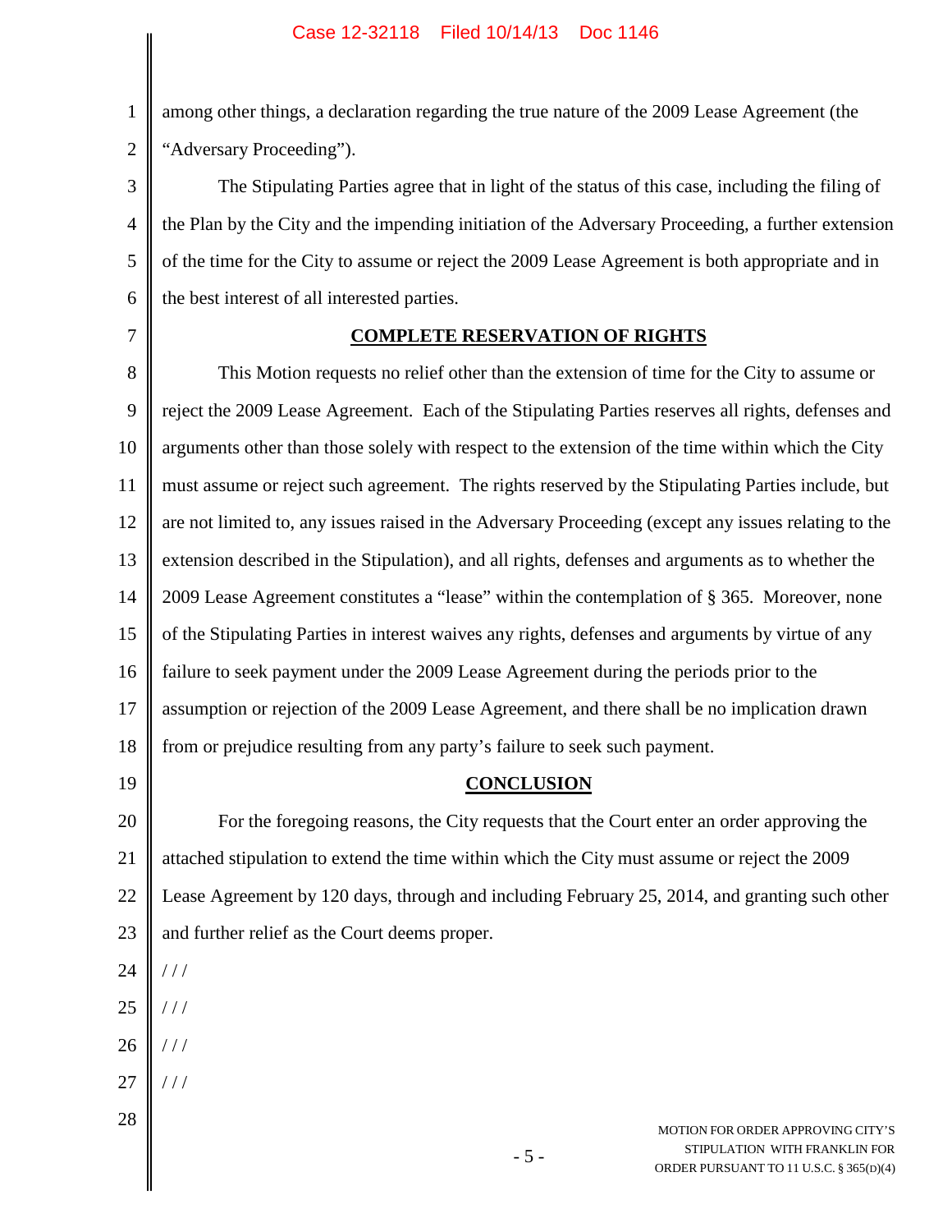among other things, a declaration regarding the true nature of the 2009 Lease Agreement (the "Adversary Proceeding").

The Stipulating Parties agree that in light of the status of this case, including the filing of the Plan by the City and the impending initiation of the Adversary Proceeding, a further extension of the time for the City to assume or reject the 2009 Lease Agreement is both appropriate and in the best interest of all interested parties.

## COMPLETE RESERVATION OF RIGHTS

This Motion requests no relief other than the extension of time for the City to assume or reject the 2009 Lease Agreement. Each of the Stipulating Parties reserves all rights, defenses and arguments other than those solely with respect to the extension of the time within which the City must assume or reject such agreement. The rights reserved by the Stipulating Parties include, but are not limited to, any issues raised in the Adversary Proceeding (except any issues relating to the extension described in the Stipulation), and all rights, defenses and arguments as to whether the 2009 Lease Agreement constitutes a "lease" within the contemplation of § 365. Moreover, none of the Stipulating Parties in interest waives any rights, defenses and arguments by virtue of any failure to seek payment under the 2009 Lease Agreement during the periods prior to the assumption or rejection of the 2009 Lease Agreement, and there shall be no implication drawn from or prejudice resulting from any party's failure to seek such payment.

## CONCLUSION

For the foregoing reasons, the City requests that the Court enter an order approving the attached stipulation to extend the time within which the City must assume or reject the 2009 Lease Agreement by 120 days, through and including February 25, 2014, and granting such other and further relief as the Court deems proper.

/ / /

/ / /

/ / /

/ / /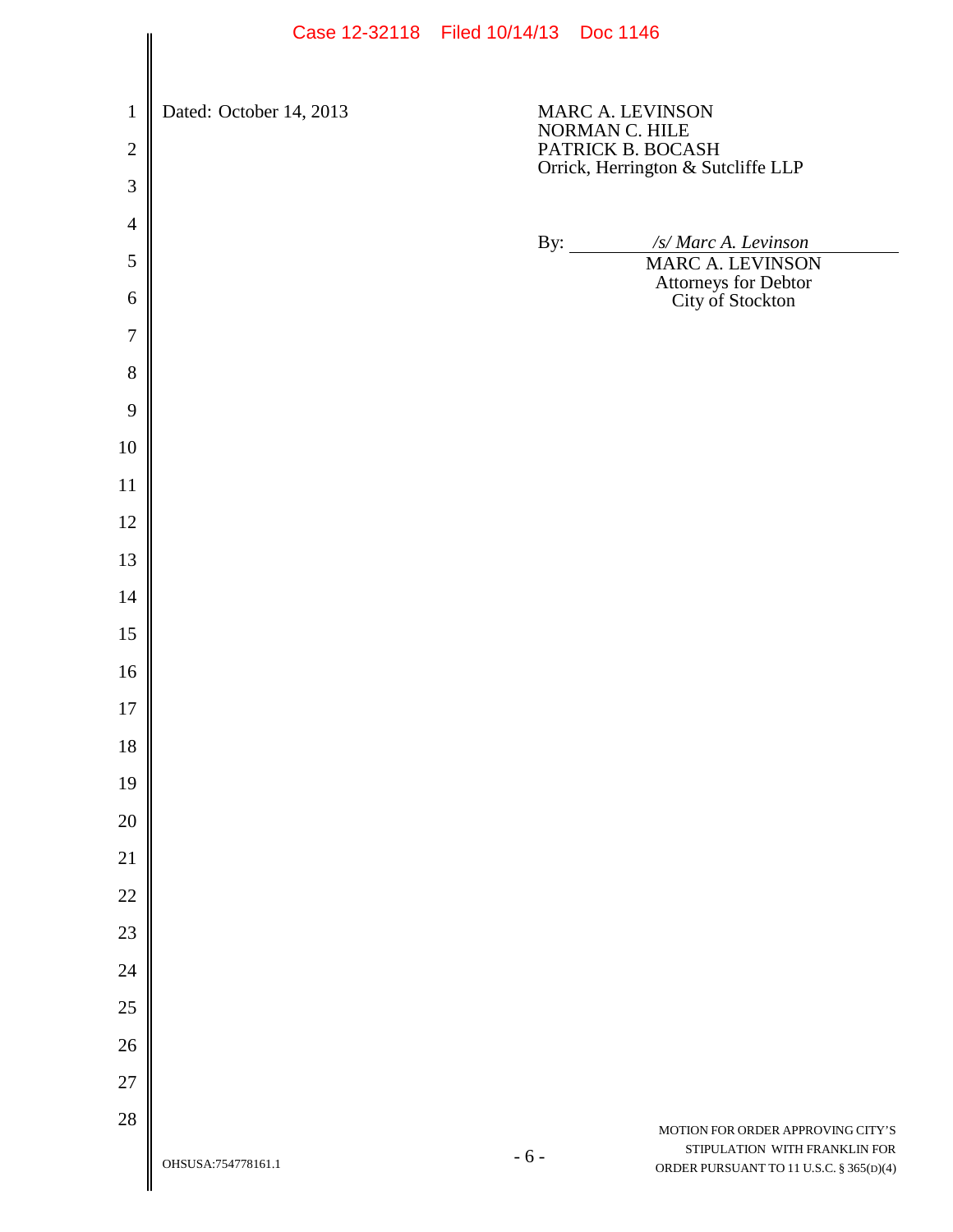Dated: October 14, 2013

MARC A. LEVINSON
NORMAN C. HILE
PATRICK B. BOCASH
Orrick, Herrington & Sutcliffe LLP

By: */s/ Marc A. Levinson*
MARC A. LEVINSON
Attorneys for Debtor
City of Stockton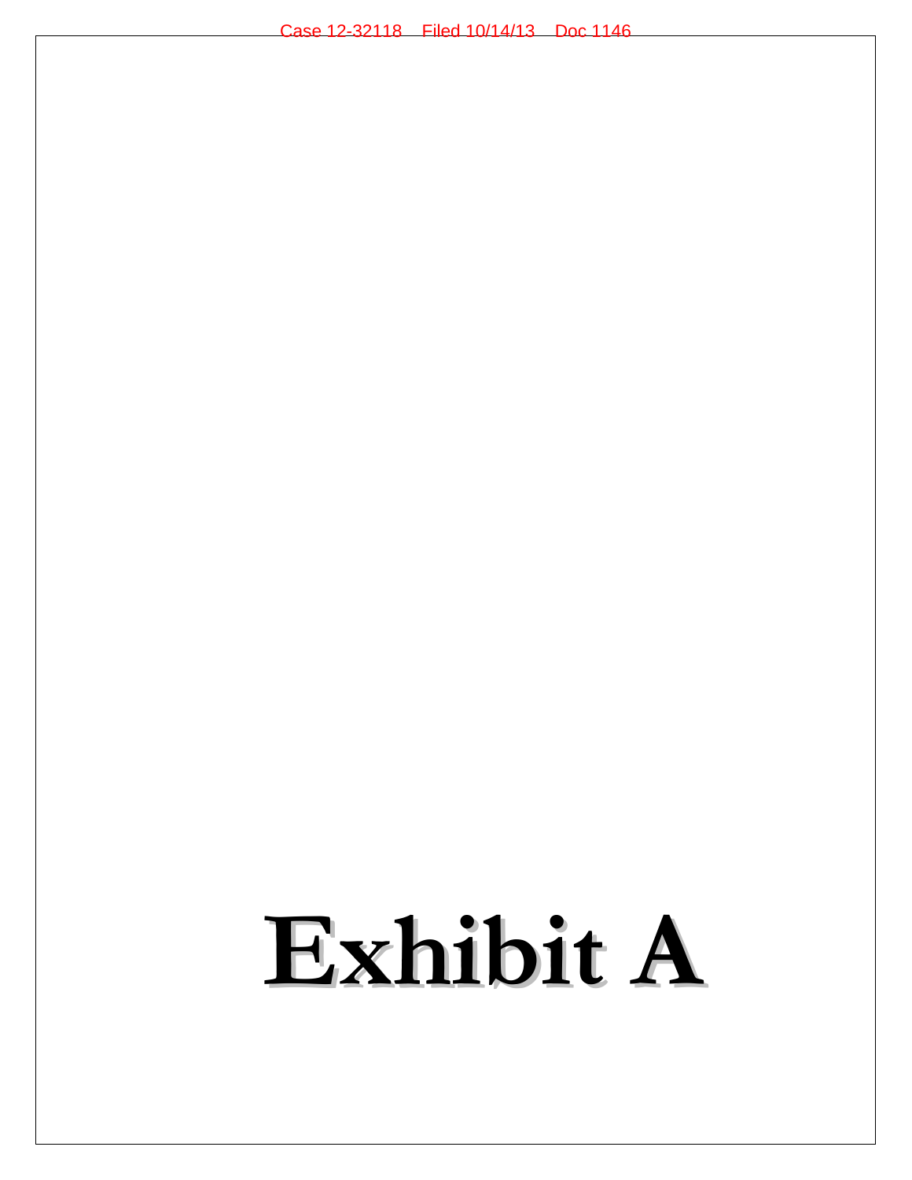# Exhibit A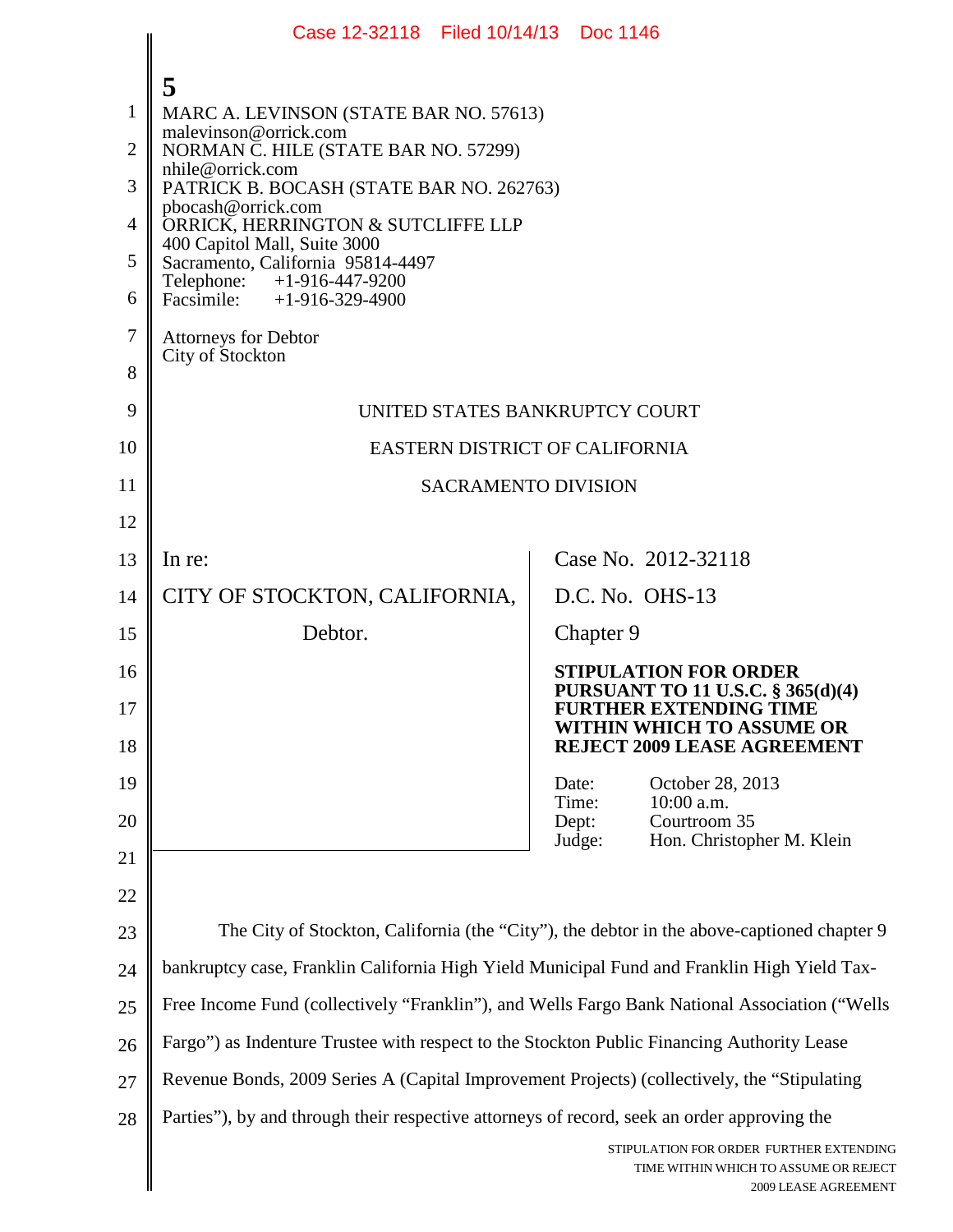5

MARC A. LEVINSON (STATE BAR NO. 57613)
malevinson@orrick.com
NORMAN C. HILE (STATE BAR NO. 57299)
nhile@orrick.com
PATRICK B. BOCASH (STATE BAR NO. 262763)
pbocash@orrick.com
ORRICK, HERRINGTON & SUTCLIFFE LLP
400 Capitol Mall, Suite 3000
Sacramento, California 95814-4497
Telephone: +1-916-447-9200
Facsimile: +1-916-329-4900

Attorneys for Debtor
City of Stockton

UNITED STATES BANKRUPTCY COURT

EASTERN DISTRICT OF CALIFORNIA

SACRAMENTO DIVISION

| | |
|---|---|
| In re:<br><br>CITY OF STOCKTON, CALIFORNIA,<br><br>Debtor. | Case No. 2012-32118<br><br>D.C. No. OHS-13<br><br>Chapter 9<br><br>**STIPULATION FOR ORDER PURSUANT TO 11 U.S.C. § 365(d)(4) FURTHER EXTENDING TIME WITHIN WHICH TO ASSUME OR REJECT 2009 LEASE AGREEMENT**<br><br>Date: October 28, 2013<br>Time: 10:00 a.m.<br>Dept: Courtroom 35<br>Judge: Hon. Christopher M. Klein |

The City of Stockton, California (the "City"), the debtor in the above-captioned chapter 9 bankruptcy case, Franklin California High Yield Municipal Fund and Franklin High Yield Tax-Free Income Fund (collectively "Franklin"), and Wells Fargo Bank National Association ("Wells Fargo") as Indenture Trustee with respect to the Stockton Public Financing Authority Lease Revenue Bonds, 2009 Series A (Capital Improvement Projects) (collectively, the "Stipulating Parties"), by and through their respective attorneys of record, seek an order approving the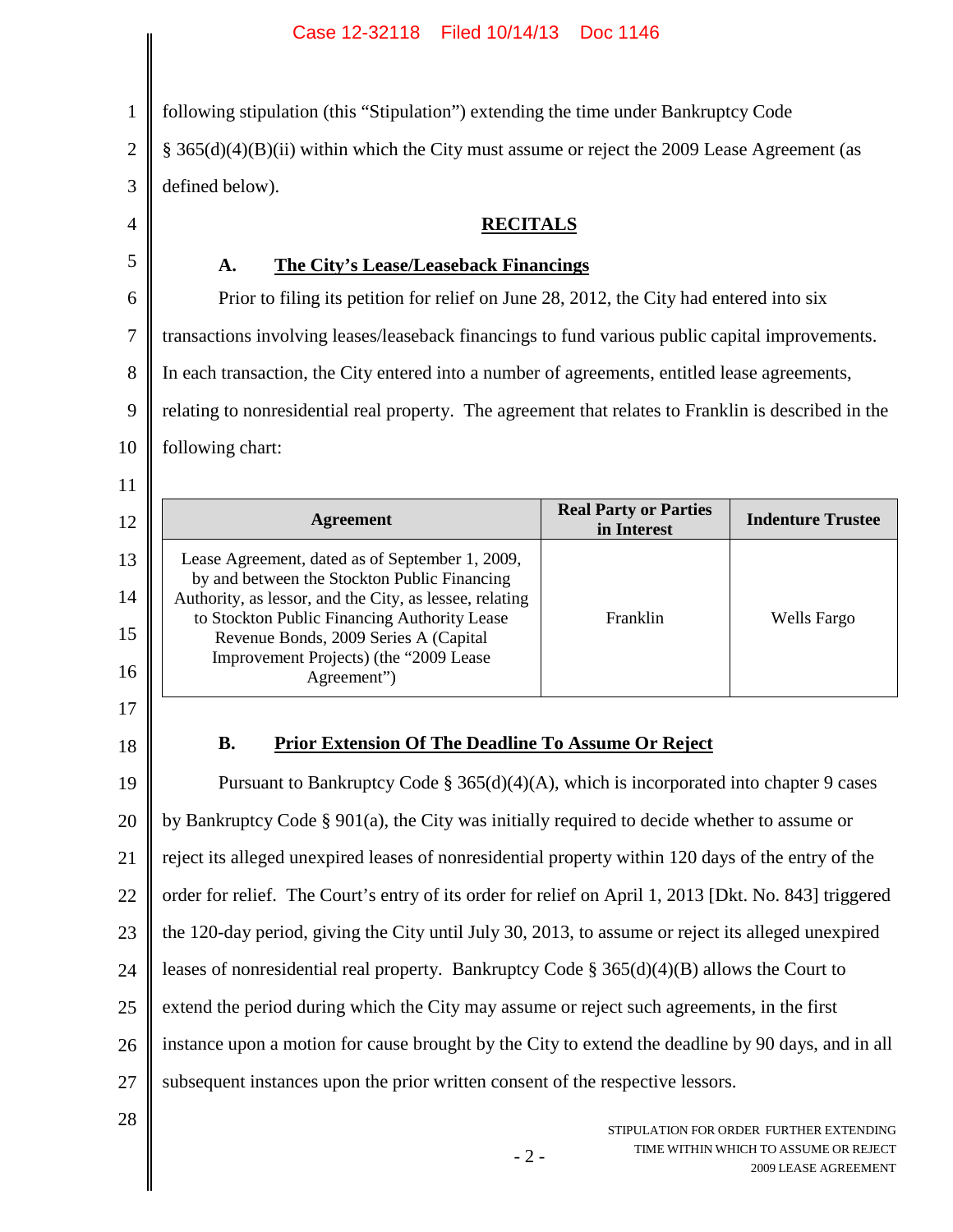following stipulation (this "Stipulation") extending the time under Bankruptcy Code § 365(d)(4)(B)(ii) within which the City must assume or reject the 2009 Lease Agreement (as defined below).

## RECITALS

### A. The City's Lease/Leaseback Financings

Prior to filing its petition for relief on June 28, 2012, the City had entered into six transactions involving leases/leaseback financings to fund various public capital improvements. In each transaction, the City entered into a number of agreements, entitled lease agreements, relating to nonresidential real property. The agreement that relates to Franklin is described in the following chart:

| Agreement | Real Party or Parties in Interest | Indenture Trustee |
|---|---|---|
| Lease Agreement, dated as of September 1, 2009, by and between the Stockton Public Financing Authority, as lessor, and the City, as lessee, relating to Stockton Public Financing Authority Lease Revenue Bonds, 2009 Series A (Capital Improvement Projects) (the "2009 Lease Agreement") | Franklin | Wells Fargo |

### B. Prior Extension Of The Deadline To Assume Or Reject

Pursuant to Bankruptcy Code § 365(d)(4)(A), which is incorporated into chapter 9 cases by Bankruptcy Code § 901(a), the City was initially required to decide whether to assume or reject its alleged unexpired leases of nonresidential property within 120 days of the entry of the order for relief. The Court's entry of its order for relief on April 1, 2013 [Dkt. No. 843] triggered the 120-day period, giving the City until July 30, 2013, to assume or reject its alleged unexpired leases of nonresidential real property. Bankruptcy Code § 365(d)(4)(B) allows the Court to extend the period during which the City may assume or reject such agreements, in the first instance upon a motion for cause brought by the City to extend the deadline by 90 days, and in all subsequent instances upon the prior written consent of the respective lessors.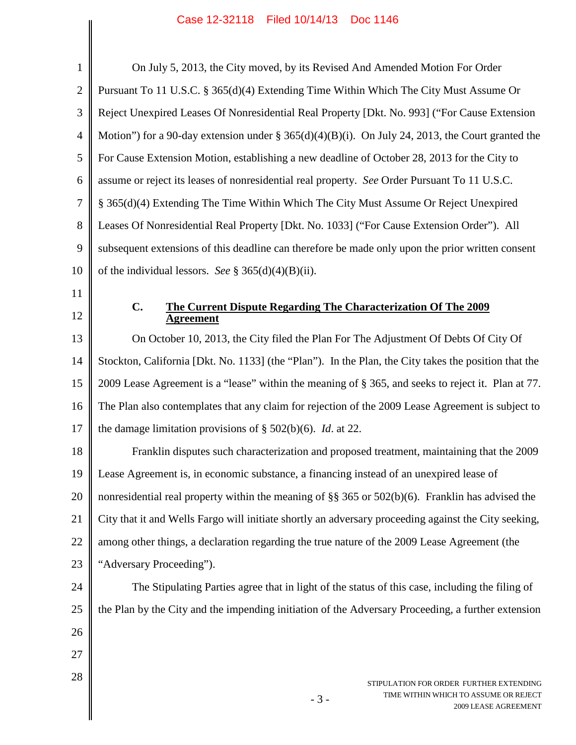On July 5, 2013, the City moved, by its Revised And Amended Motion For Order Pursuant To 11 U.S.C. § 365(d)(4) Extending Time Within Which The City Must Assume Or Reject Unexpired Leases Of Nonresidential Real Property [Dkt. No. 993] ("For Cause Extension Motion") for a 90-day extension under § 365(d)(4)(B)(i). On July 24, 2013, the Court granted the For Cause Extension Motion, establishing a new deadline of October 28, 2013 for the City to assume or reject its leases of nonresidential real property. *See* Order Pursuant To 11 U.S.C. § 365(d)(4) Extending The Time Within Which The City Must Assume Or Reject Unexpired Leases Of Nonresidential Real Property [Dkt. No. 1033] ("For Cause Extension Order"). All subsequent extensions of this deadline can therefore be made only upon the prior written consent of the individual lessors. *See* § 365(d)(4)(B)(ii).

### C. <u>The Current Dispute Regarding The Characterization Of The 2009 Agreement</u>

On October 10, 2013, the City filed the Plan For The Adjustment Of Debts Of City Of Stockton, California [Dkt. No. 1133] (the "Plan"). In the Plan, the City takes the position that the 2009 Lease Agreement is a "lease" within the meaning of § 365, and seeks to reject it. Plan at 77. The Plan also contemplates that any claim for rejection of the 2009 Lease Agreement is subject to the damage limitation provisions of § 502(b)(6). *Id*. at 22.

Franklin disputes such characterization and proposed treatment, maintaining that the 2009 Lease Agreement is, in economic substance, a financing instead of an unexpired lease of nonresidential real property within the meaning of §§ 365 or 502(b)(6). Franklin has advised the City that it and Wells Fargo will initiate shortly an adversary proceeding against the City seeking, among other things, a declaration regarding the true nature of the 2009 Lease Agreement (the "Adversary Proceeding").

The Stipulating Parties agree that in light of the status of this case, including the filing of the Plan by the City and the impending initiation of the Adversary Proceeding, a further extension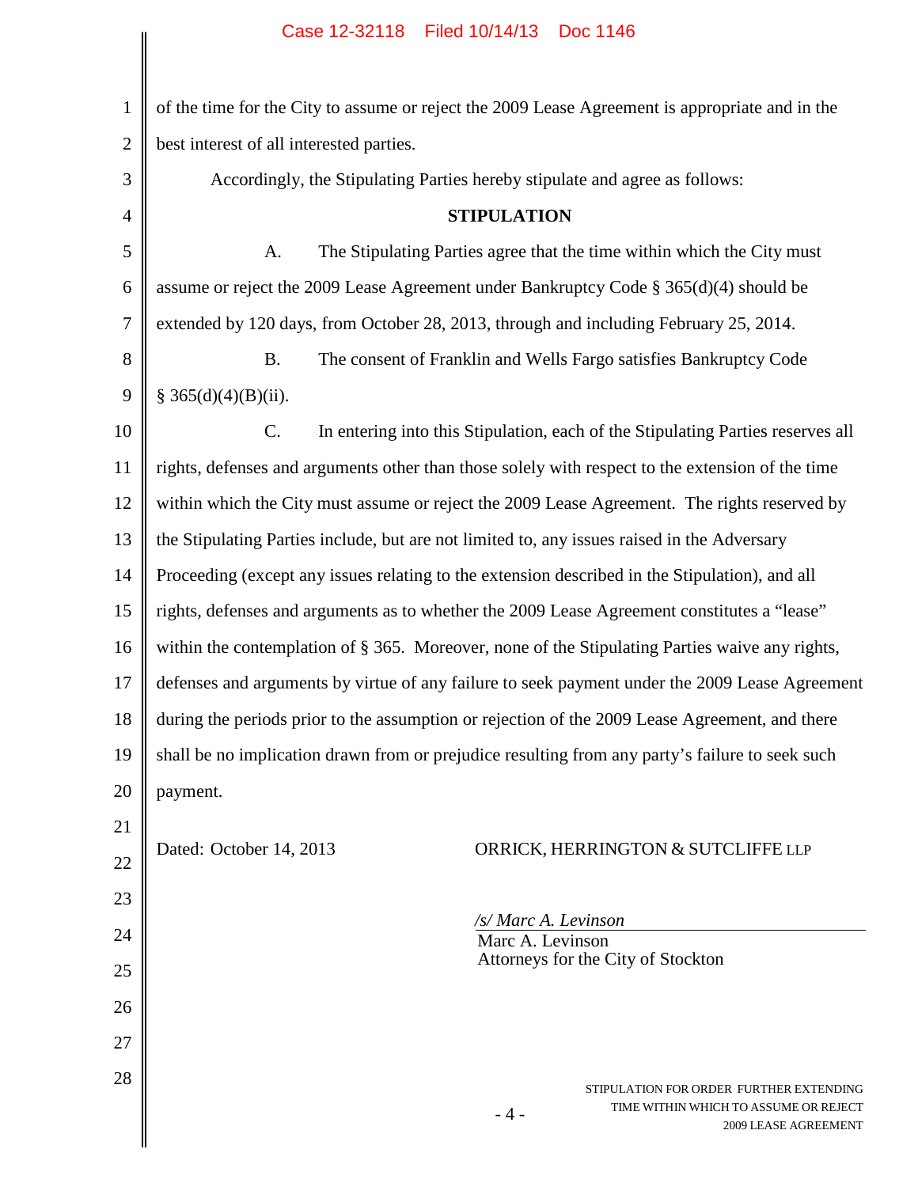of the time for the City to assume or reject the 2009 Lease Agreement is appropriate and in the best interest of all interested parties.

Accordingly, the Stipulating Parties hereby stipulate and agree as follows:

**STIPULATION**

A. The Stipulating Parties agree that the time within which the City must assume or reject the 2009 Lease Agreement under Bankruptcy Code § 365(d)(4) should be extended by 120 days, from October 28, 2013, through and including February 25, 2014.

B. The consent of Franklin and Wells Fargo satisfies Bankruptcy Code § 365(d)(4)(B)(ii).

C. In entering into this Stipulation, each of the Stipulating Parties reserves all rights, defenses and arguments other than those solely with respect to the extension of the time within which the City must assume or reject the 2009 Lease Agreement. The rights reserved by the Stipulating Parties include, but are not limited to, any issues raised in the Adversary Proceeding (except any issues relating to the extension described in the Stipulation), and all rights, defenses and arguments as to whether the 2009 Lease Agreement constitutes a "lease" within the contemplation of § 365. Moreover, none of the Stipulating Parties waive any rights, defenses and arguments by virtue of any failure to seek payment under the 2009 Lease Agreement during the periods prior to the assumption or rejection of the 2009 Lease Agreement, and there shall be no implication drawn from or prejudice resulting from any party's failure to seek such payment.

Dated: October 14, 2013

ORRICK, HERRINGTON & SUTCLIFFE LLP

*/s/ Marc A. Levinson*
Marc A. Levinson
Attorneys for the City of Stockton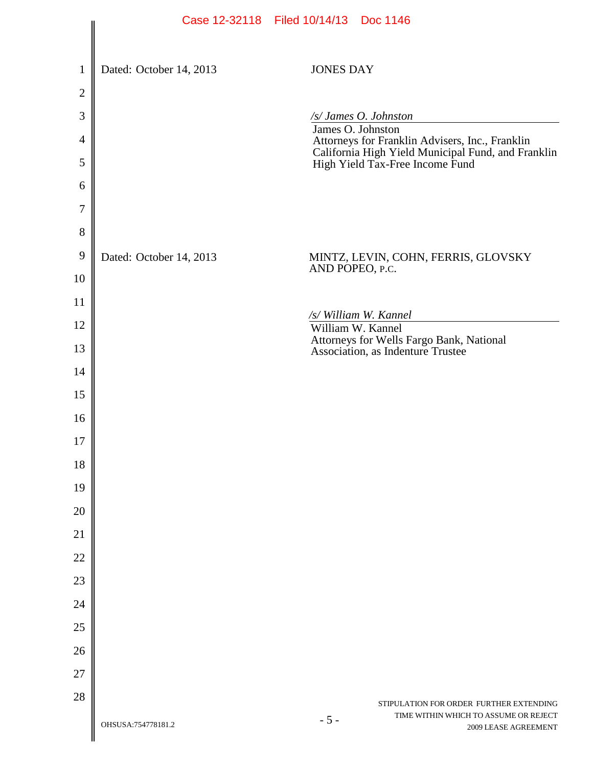Dated: October 14, 2013

JONES DAY

*/s/ James O. Johnston*
James O. Johnston
Attorneys for Franklin Advisers, Inc., Franklin California High Yield Municipal Fund, and Franklin High Yield Tax-Free Income Fund

Dated: October 14, 2013

MINTZ, LEVIN, COHN, FERRIS, GLOVSKY AND POPEO, P.C.

*/s/ William W. Kannel*
William W. Kannel
Attorneys for Wells Fargo Bank, National Association, as Indenture Trustee